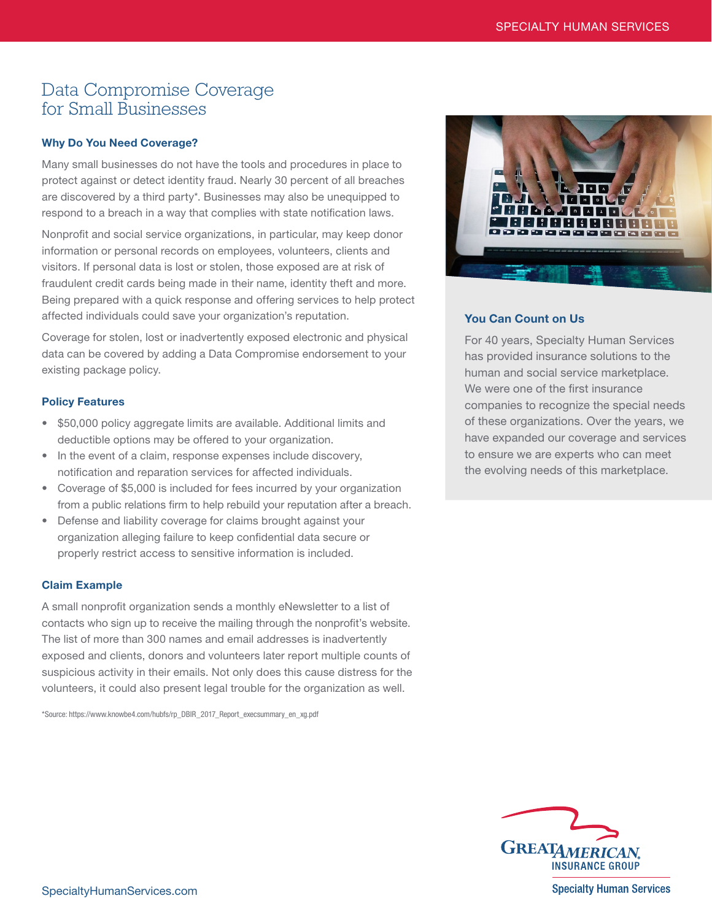# Data Compromise Coverage for Small Businesses

### Why Do You Need Coverage?

Many small businesses do not have the tools and procedures in place to protect against or detect identity fraud. Nearly 30 percent of all breaches are discovered by a third party*. Businesses may also be unequipped to respond to a breach in a way that complies with state notification laws.

Nonprofit and social service organizations, in particular, may keep donor information or personal records on employees, volunteers, clients and visitors. If personal data is lost or stolen, those exposed are at risk of fraudulent credit cards being made in their name, identity theft and more. Being prepared with a quick response and offering services to help protect affected individuals could save your organization's reputation.

Coverage for stolen, lost or inadvertently exposed electronic and physical data can be covered by adding a Data Compromise endorsement to your existing package policy.

### Policy Features

- $50,000 policy aggregate limits are available. Additional limits and deductible options may be offered to your organization.
- In the event of a claim, response expenses include discovery, notification and reparation services for affected individuals.
- Coverage of $5,000 is included for fees incurred by your organization from a public relations firm to help rebuild your reputation after a breach.
- Defense and liability coverage for claims brought against your organization alleging failure to keep confidential data secure or properly restrict access to sensitive information is included.

### Claim Example

A small nonprofit organization sends a monthly eNewsletter to a list of contacts who sign up to receive the mailing through the nonprofit's website. The list of more than 300 names and email addresses is inadvertently exposed and clients, donors and volunteers later report multiple counts of suspicious activity in their emails. Not only does this cause distress for the volunteers, it could also present legal trouble for the organization as well.

*Source: https://www.knowbe4.com/hubfs/rp_DBIR_2017_Report_execsummary_en_xg.pdf

### You Can Count on Us

For 40 years, Specialty Human Services has provided insurance solutions to the human and social service marketplace. We were one of the first insurance companies to recognize the special needs of these organizations. Over the years, we have expanded our coverage and services to ensure we are experts who can meet the evolving needs of this marketplace.

GREAT AMERICAN INSURANCE GROUP
Specialty Human Services

SpecialtyHumanServices.com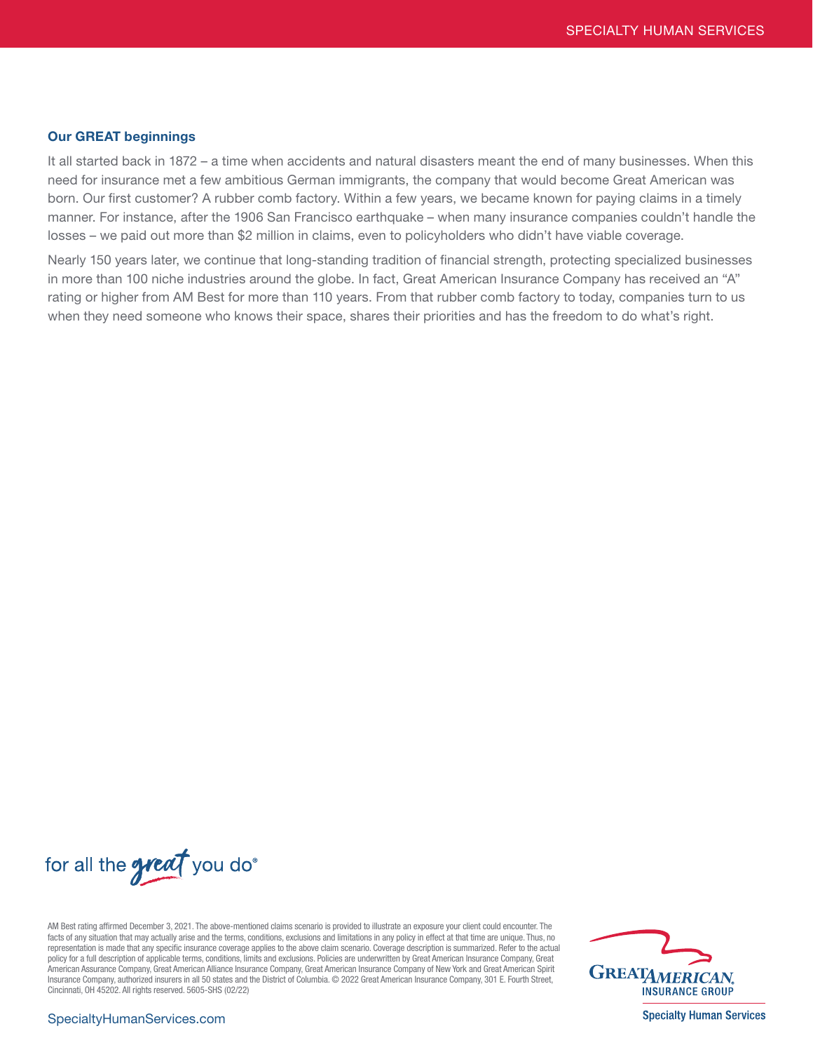## Our GREAT beginnings

It all started back in 1872 – a time when accidents and natural disasters meant the end of many businesses. When this need for insurance met a few ambitious German immigrants, the company that would become Great American was born. Our first customer? A rubber comb factory. Within a few years, we became known for paying claims in a timely manner. For instance, after the 1906 San Francisco earthquake – when many insurance companies couldn't handle the losses – we paid out more than $2 million in claims, even to policyholders who didn't have viable coverage.

Nearly 150 years later, we continue that long-standing tradition of financial strength, protecting specialized businesses in more than 100 niche industries around the globe. In fact, Great American Insurance Company has received an "A" rating or higher from AM Best for more than 110 years. From that rubber comb factory to today, companies turn to us when they need someone who knows their space, shares their priorities and has the freedom to do what's right.

for all the great you do®

AM Best rating affirmed December 3, 2021. The above-mentioned claims scenario is provided to illustrate an exposure your client could encounter. The facts of any situation that may actually arise and the terms, conditions, exclusions and limitations in any policy in effect at that time are unique. Thus, no representation is made that any specific insurance coverage applies to the above claim scenario. Coverage description is summarized. Refer to the actual policy for a full description of applicable terms, conditions, limits and exclusions. Policies are underwritten by Great American Insurance Company, Great American Assurance Company, Great American Alliance Insurance Company, Great American Insurance Company of New York and Great American Spirit Insurance Company, authorized insurers in all 50 states and the District of Columbia. © 2022 Great American Insurance Company, 301 E. Fourth Street, Cincinnati, OH 45202. All rights reserved. 5605-SHS (02/22)

GREAT AMERICAN INSURANCE GROUP

Specialty Human Services

SpecialtyHumanServices.com